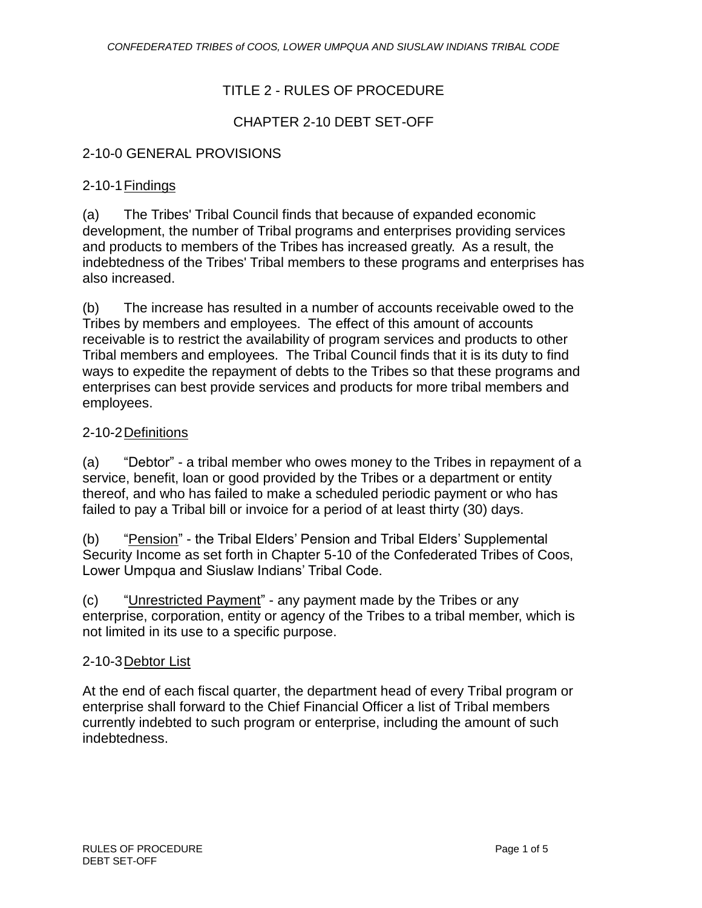# TITLE 2 - RULES OF PROCEDURE

## CHAPTER 2-10 DEBT SET-OFF

### 2-10-0 GENERAL PROVISIONS

### 2-10-1 Findings

(a) The Tribes' Tribal Council finds that because of expanded economic development, the number of Tribal programs and enterprises providing services and products to members of the Tribes has increased greatly. As a result, the indebtedness of the Tribes' Tribal members to these programs and enterprises has also increased.

(b) The increase has resulted in a number of accounts receivable owed to the Tribes by members and employees. The effect of this amount of accounts receivable is to restrict the availability of program services and products to other Tribal members and employees. The Tribal Council finds that it is its duty to find ways to expedite the repayment of debts to the Tribes so that these programs and enterprises can best provide services and products for more tribal members and employees.

### 2-10-2 Definitions

(a) "Debtor" - a tribal member who owes money to the Tribes in repayment of a service, benefit, loan or good provided by the Tribes or a department or entity thereof, and who has failed to make a scheduled periodic payment or who has failed to pay a Tribal bill or invoice for a period of at least thirty (30) days.

(b) "Pension" - the Tribal Elders' Pension and Tribal Elders' Supplemental Security Income as set forth in Chapter 5-10 of the Confederated Tribes of Coos, Lower Umpqua and Siuslaw Indians' Tribal Code.

(c) "Unrestricted Payment" - any payment made by the Tribes or any enterprise, corporation, entity or agency of the Tribes to a tribal member, which is not limited in its use to a specific purpose.

### 2-10-3 Debtor List

At the end of each fiscal quarter, the department head of every Tribal program or enterprise shall forward to the Chief Financial Officer a list of Tribal members currently indebted to such program or enterprise, including the amount of such indebtedness.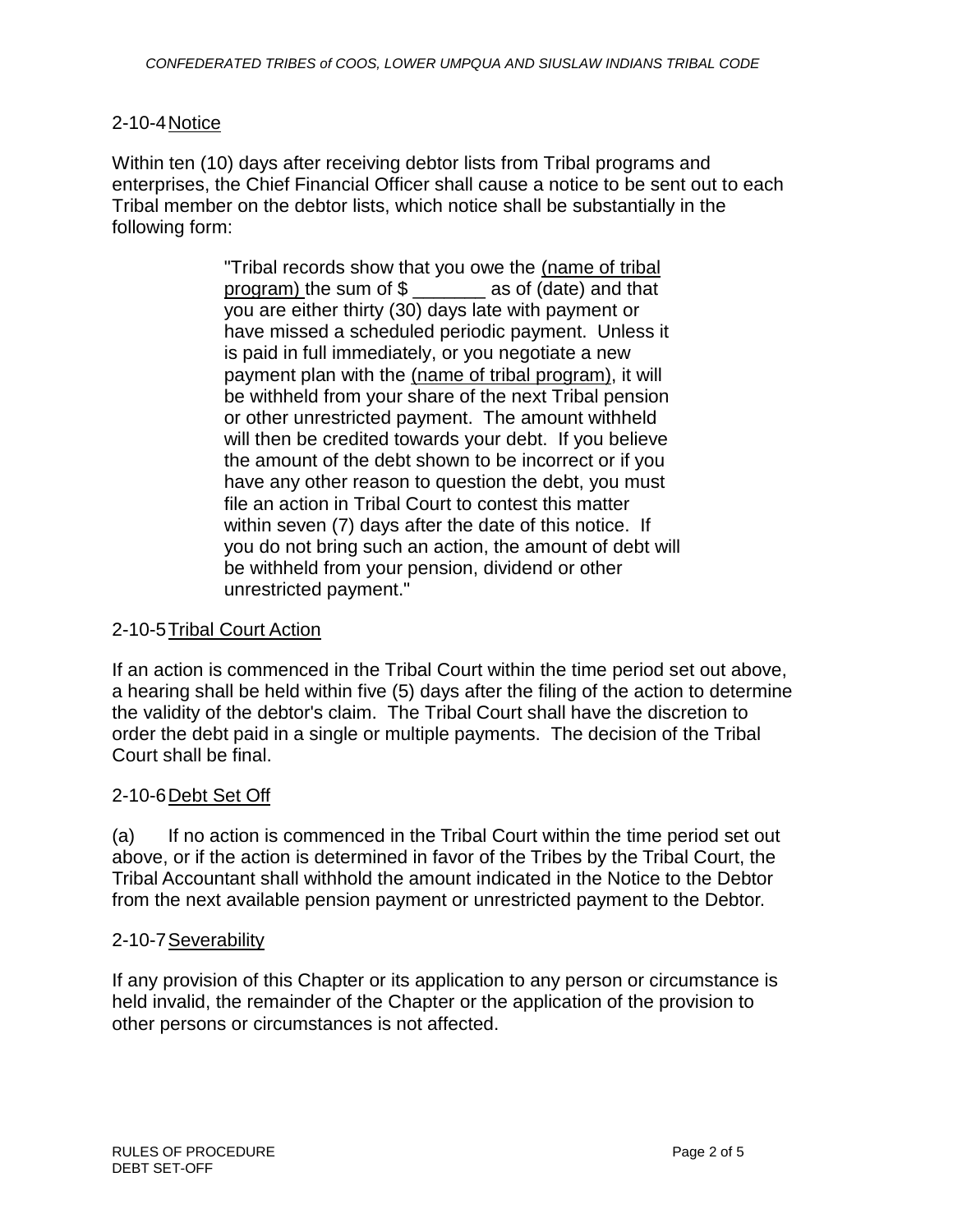## 2-10-4 Notice

Within ten (10) days after receiving debtor lists from Tribal programs and enterprises, the Chief Financial Officer shall cause a notice to be sent out to each Tribal member on the debtor lists, which notice shall be substantially in the following form:

> "Tribal records show that you owe the (name of tribal program) the sum of $ _______ as of (date) and that you are either thirty (30) days late with payment or have missed a scheduled periodic payment. Unless it is paid in full immediately, or you negotiate a new payment plan with the (name of tribal program), it will be withheld from your share of the next Tribal pension or other unrestricted payment. The amount withheld will then be credited towards your debt. If you believe the amount of the debt shown to be incorrect or if you have any other reason to question the debt, you must file an action in Tribal Court to contest this matter within seven (7) days after the date of this notice. If you do not bring such an action, the amount of debt will be withheld from your pension, dividend or other unrestricted payment."

## 2-10-5 Tribal Court Action

If an action is commenced in the Tribal Court within the time period set out above, a hearing shall be held within five (5) days after the filing of the action to determine the validity of the debtor's claim. The Tribal Court shall have the discretion to order the debt paid in a single or multiple payments. The decision of the Tribal Court shall be final.

## 2-10-6 Debt Set Off

(a) If no action is commenced in the Tribal Court within the time period set out above, or if the action is determined in favor of the Tribes by the Tribal Court, the Tribal Accountant shall withhold the amount indicated in the Notice to the Debtor from the next available pension payment or unrestricted payment to the Debtor.

## 2-10-7 Severability

If any provision of this Chapter or its application to any person or circumstance is held invalid, the remainder of the Chapter or the application of the provision to other persons or circumstances is not affected.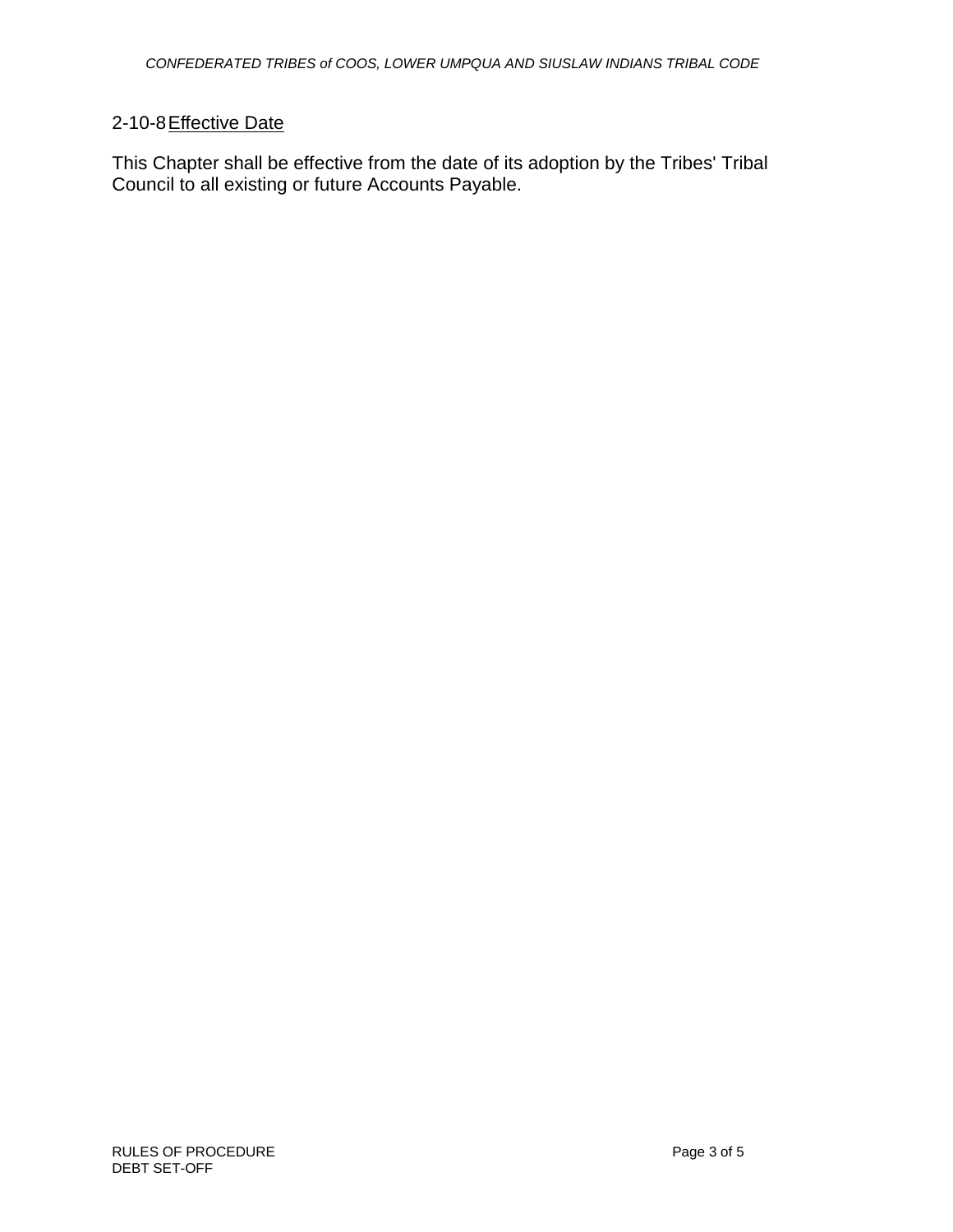## 2-10-8 Effective Date

This Chapter shall be effective from the date of its adoption by the Tribes' Tribal Council to all existing or future Accounts Payable.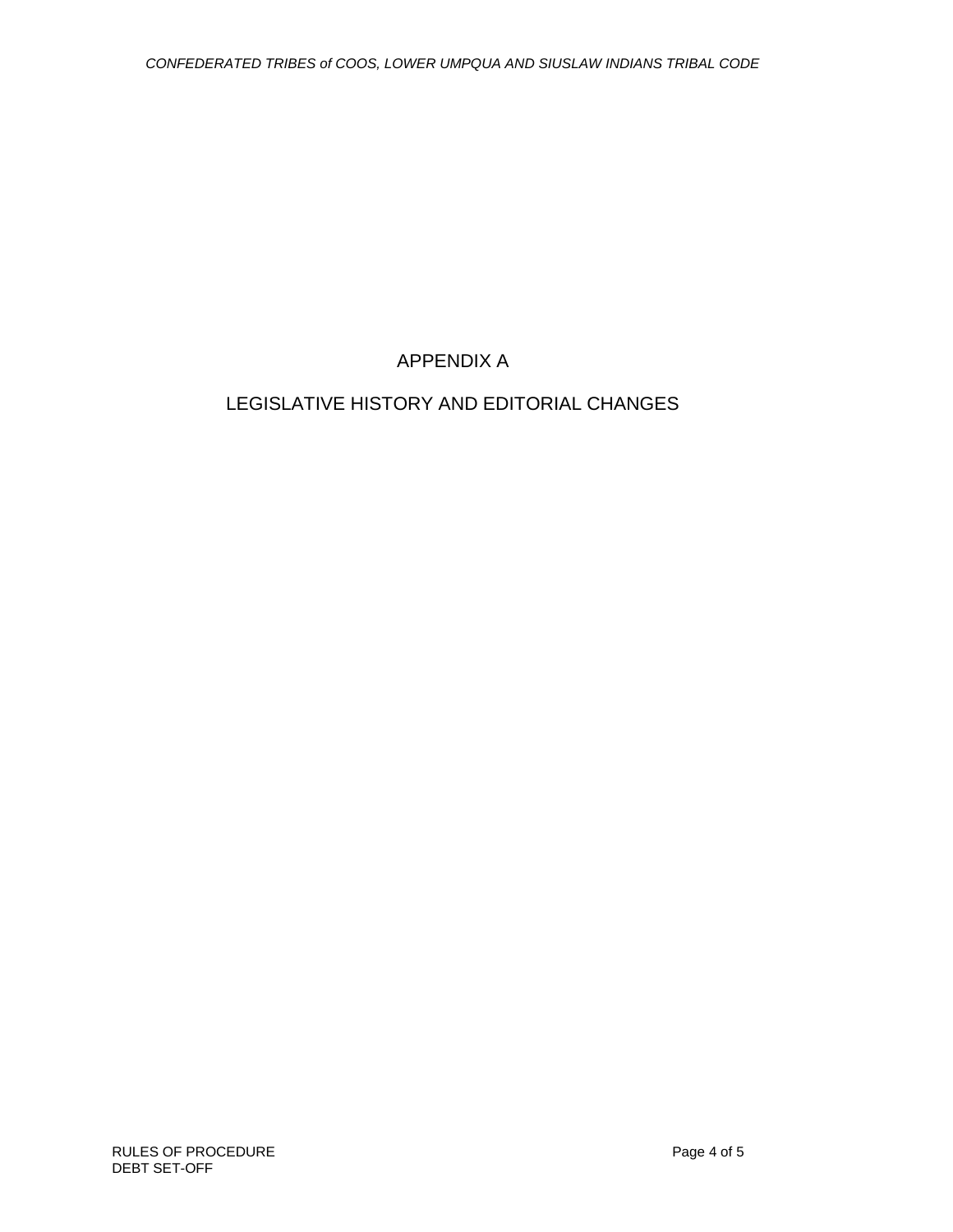# APPENDIX A

## LEGISLATIVE HISTORY AND EDITORIAL CHANGES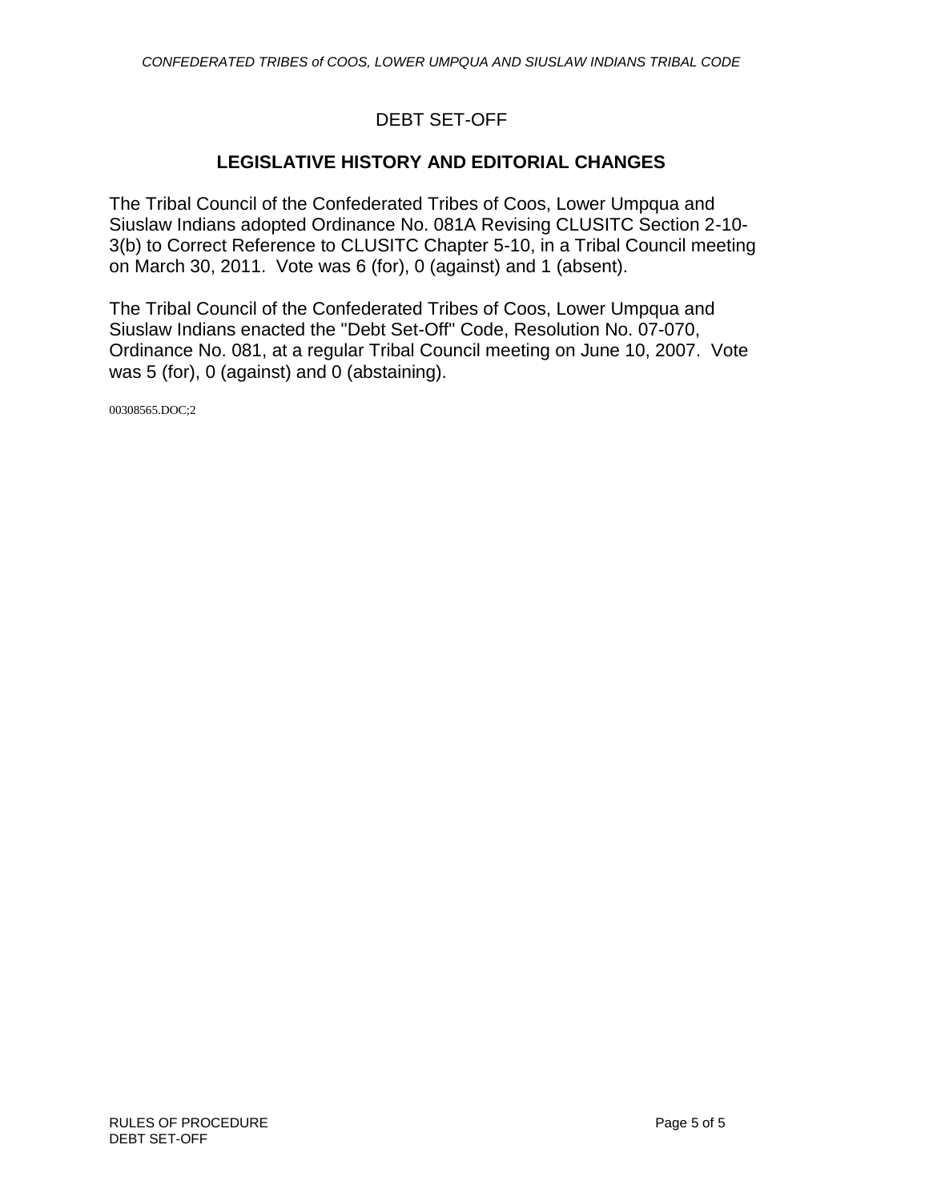DEBT SET-OFF

## LEGISLATIVE HISTORY AND EDITORIAL CHANGES

The Tribal Council of the Confederated Tribes of Coos, Lower Umpqua and Siuslaw Indians adopted Ordinance No. 081A Revising CLUSITC Section 2-10-3(b) to Correct Reference to CLUSITC Chapter 5-10, in a Tribal Council meeting on March 30, 2011. Vote was 6 (for), 0 (against) and 1 (absent).

The Tribal Council of the Confederated Tribes of Coos, Lower Umpqua and Siuslaw Indians enacted the "Debt Set-Off" Code, Resolution No. 07-070, Ordinance No. 081, at a regular Tribal Council meeting on June 10, 2007. Vote was 5 (for), 0 (against) and 0 (abstaining).

00308565.DOC;2